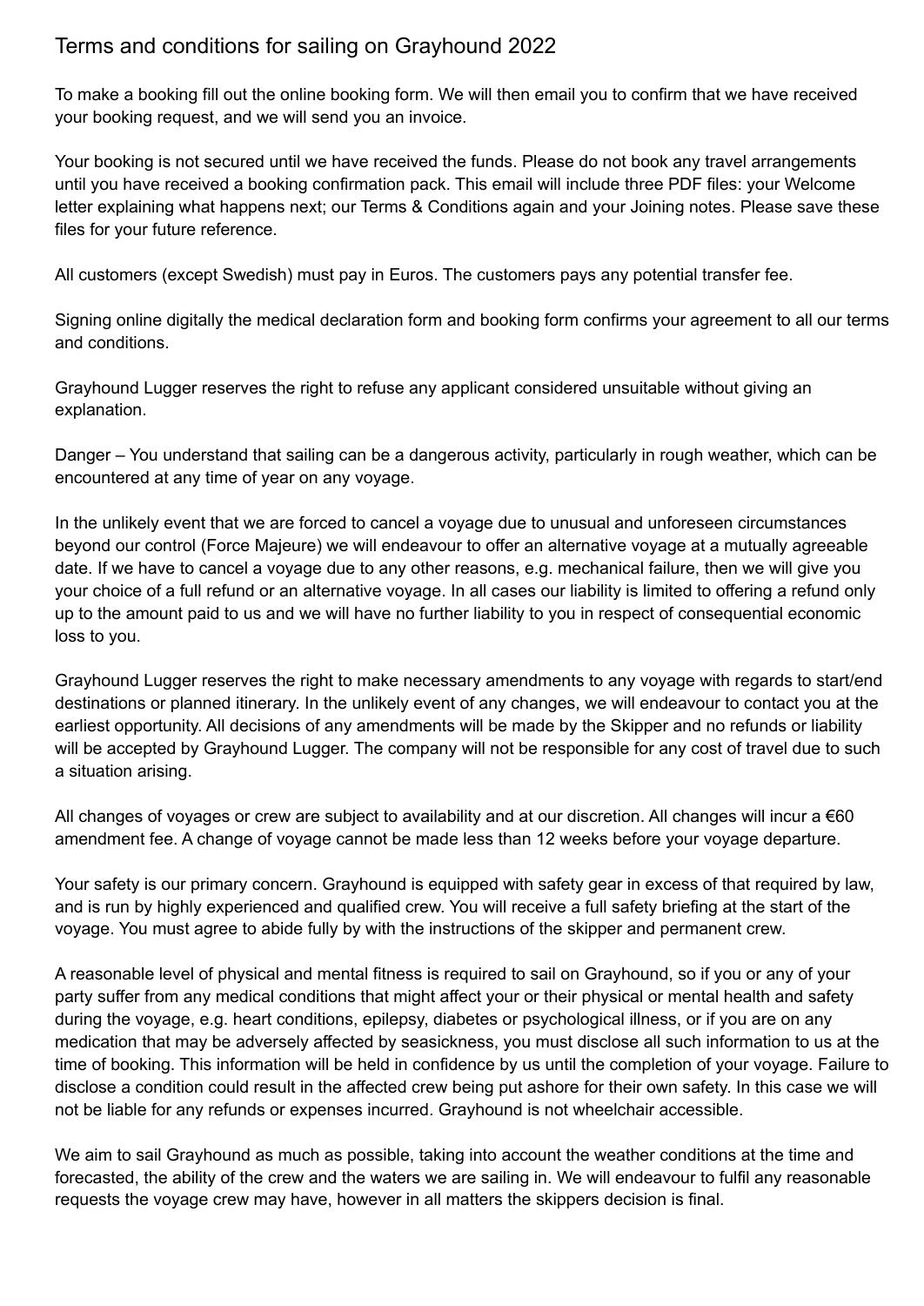# Terms and conditions for sailing on Grayhound 2022

To make a booking fill out the online booking form. We will then email you to confirm that we have received your booking request, and we will send you an invoice.

Your booking is not secured until we have received the funds. Please do not book any travel arrangements until you have received a booking confirmation pack. This email will include three PDF files: your Welcome letter explaining what happens next; our Terms & Conditions again and your Joining notes. Please save these files for your future reference.

All customers (except Swedish) must pay in Euros. The customers pays any potential transfer fee.

Signing online digitally the medical declaration form and booking form confirms your agreement to all our terms and conditions.

Grayhound Lugger reserves the right to refuse any applicant considered unsuitable without giving an explanation.

Danger – You understand that sailing can be a dangerous activity, particularly in rough weather, which can be encountered at any time of year on any voyage.

In the unlikely event that we are forced to cancel a voyage due to unusual and unforeseen circumstances beyond our control (Force Majeure) we will endeavour to offer an alternative voyage at a mutually agreeable date. If we have to cancel a voyage due to any other reasons, e.g. mechanical failure, then we will give you your choice of a full refund or an alternative voyage. In all cases our liability is limited to offering a refund only up to the amount paid to us and we will have no further liability to you in respect of consequential economic loss to you.

Grayhound Lugger reserves the right to make necessary amendments to any voyage with regards to start/end destinations or planned itinerary. In the unlikely event of any changes, we will endeavour to contact you at the earliest opportunity. All decisions of any amendments will be made by the Skipper and no refunds or liability will be accepted by Grayhound Lugger. The company will not be responsible for any cost of travel due to such a situation arising.

All changes of voyages or crew are subject to availability and at our discretion. All changes will incur a €60 amendment fee. A change of voyage cannot be made less than 12 weeks before your voyage departure.

Your safety is our primary concern. Grayhound is equipped with safety gear in excess of that required by law, and is run by highly experienced and qualified crew. You will receive a full safety briefing at the start of the voyage. You must agree to abide fully by with the instructions of the skipper and permanent crew.

A reasonable level of physical and mental fitness is required to sail on Grayhound, so if you or any of your party suffer from any medical conditions that might affect your or their physical or mental health and safety during the voyage, e.g. heart conditions, epilepsy, diabetes or psychological illness, or if you are on any medication that may be adversely affected by seasickness, you must disclose all such information to us at the time of booking. This information will be held in confidence by us until the completion of your voyage. Failure to disclose a condition could result in the affected crew being put ashore for their own safety. In this case we will not be liable for any refunds or expenses incurred. Grayhound is not wheelchair accessible.

We aim to sail Grayhound as much as possible, taking into account the weather conditions at the time and forecasted, the ability of the crew and the waters we are sailing in. We will endeavour to fulfil any reasonable requests the voyage crew may have, however in all matters the skippers decision is final.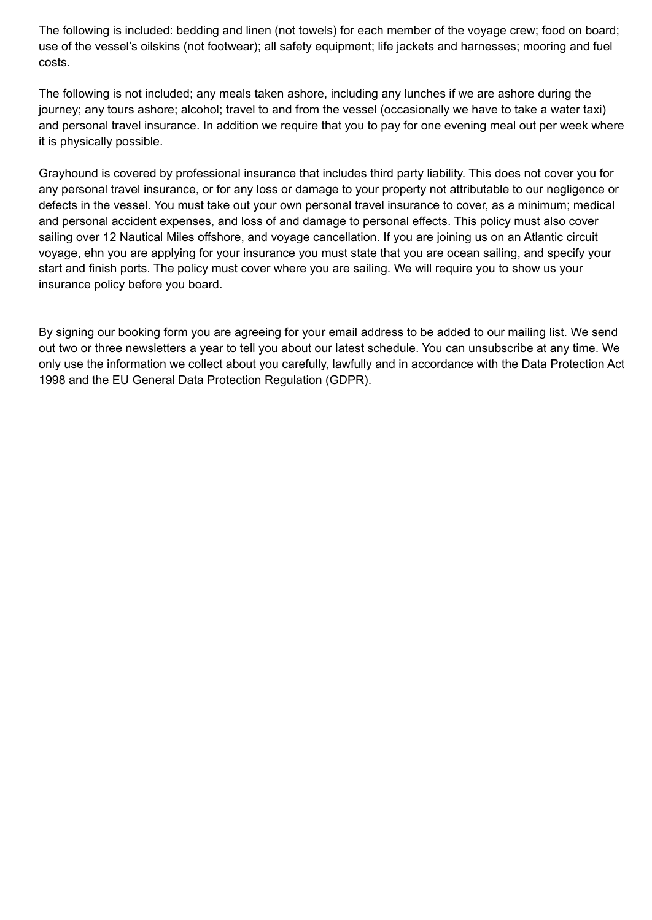The following is included: bedding and linen (not towels) for each member of the voyage crew; food on board; use of the vessel's oilskins (not footwear); all safety equipment; life jackets and harnesses; mooring and fuel costs.

The following is not included; any meals taken ashore, including any lunches if we are ashore during the journey; any tours ashore; alcohol; travel to and from the vessel (occasionally we have to take a water taxi) and personal travel insurance. In addition we require that you to pay for one evening meal out per week where it is physically possible.

Grayhound is covered by professional insurance that includes third party liability. This does not cover you for any personal travel insurance, or for any loss or damage to your property not attributable to our negligence or defects in the vessel. You must take out your own personal travel insurance to cover, as a minimum; medical and personal accident expenses, and loss of and damage to personal effects. This policy must also cover sailing over 12 Nautical Miles offshore, and voyage cancellation. If you are joining us on an Atlantic circuit voyage, ehn you are applying for your insurance you must state that you are ocean sailing, and specify your start and finish ports. The policy must cover where you are sailing. We will require you to show us your insurance policy before you board.

By signing our booking form you are agreeing for your email address to be added to our mailing list. We send out two or three newsletters a year to tell you about our latest schedule. You can unsubscribe at any time. We only use the information we collect about you carefully, lawfully and in accordance with the Data Protection Act 1998 and the EU General Data Protection Regulation (GDPR).